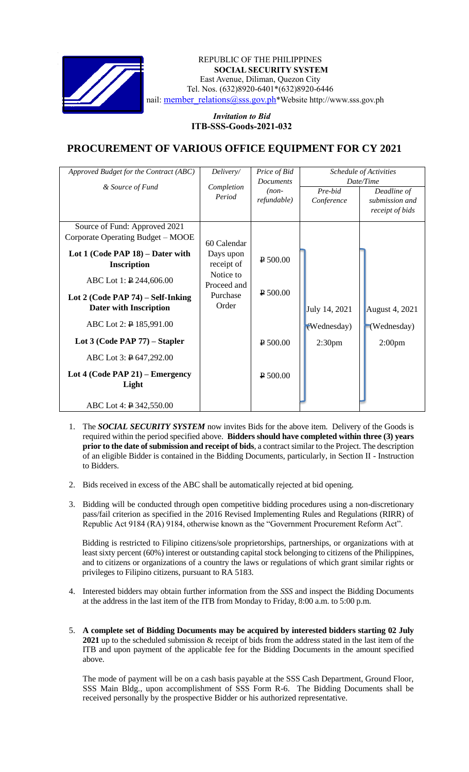REPUBLIC OF THE PHILIPPINES
**SOCIAL SECURITY SYSTEM**
East Avenue, Diliman, Quezon City
Tel. Nos. (632)8920-6401*(632)8920-6446
nail: member_relations@sss.gov.ph*Website http://www.sss.gov.ph

*Invitation to Bid*
**ITB-SSS-Goods-2021-032**

# PROCUREMENT OF VARIOUS OFFICE EQUIPMENT FOR CY 2021

| *Approved Budget for the Contract (ABC) & Source of Fund* | *Delivery/ Completion Period* | *Price of Bid Documents (non-refundable)* | *Schedule of Activities Date/Time* | |
|---|---|---|---|---|
| | | | *Pre-bid Conference* | *Deadline of submission and receipt of bids* |
| Source of Fund: Approved 2021 Corporate Operating Budget – MOOE | 60 Calendar Days upon receipt of Notice to Proceed and Purchase Order | | July 14, 2021 (Wednesday) 2:30pm | August 4, 2021 (Wednesday) 2:00pm |
| **Lot 1 (Code PAP 18) – Dater with Inscription** ABC Lot 1: ₱ 244,606.00 | | ₱ 500.00 | | |
| **Lot 2 (Code PAP 74) – Self-Inking Dater with Inscription** ABC Lot 2: ₱ 185,991.00 | | ₱ 500.00 | | |
| **Lot 3 (Code PAP 77) – Stapler** ABC Lot 3: ₱ 647,292.00 | | ₱ 500.00 | | |
| **Lot 4 (Code PAP 21) – Emergency Light** ABC Lot 4: ₱ 342,550.00 | | ₱ 500.00 | | |

1. The ***SOCIAL SECURITY SYSTEM*** now invites Bids for the above item. Delivery of the Goods is required within the period specified above. **Bidders should have completed within three (3) years prior to the date of submission and receipt of bids**, a contract similar to the Project. The description of an eligible Bidder is contained in the Bidding Documents, particularly, in Section II - Instruction to Bidders.

2. Bids received in excess of the ABC shall be automatically rejected at bid opening.

3. Bidding will be conducted through open competitive bidding procedures using a non-discretionary pass/fail criterion as specified in the 2016 Revised Implementing Rules and Regulations (RIRR) of Republic Act 9184 (RA) 9184, otherwise known as the "Government Procurement Reform Act".

   Bidding is restricted to Filipino citizens/sole proprietorships, partnerships, or organizations with at least sixty percent (60%) interest or outstanding capital stock belonging to citizens of the Philippines, and to citizens or organizations of a country the laws or regulations of which grant similar rights or privileges to Filipino citizens, pursuant to RA 5183.

4. Interested bidders may obtain further information from the *SSS* and inspect the Bidding Documents at the address in the last item of the ITB from Monday to Friday, 8:00 a.m. to 5:00 p.m.

5. **A complete set of Bidding Documents may be acquired by interested bidders starting 02 July 2021** up to the scheduled submission & receipt of bids from the address stated in the last item of the ITB and upon payment of the applicable fee for the Bidding Documents in the amount specified above.

   The mode of payment will be on a cash basis payable at the SSS Cash Department, Ground Floor, SSS Main Bldg., upon accomplishment of SSS Form R-6. The Bidding Documents shall be received personally by the prospective Bidder or his authorized representative.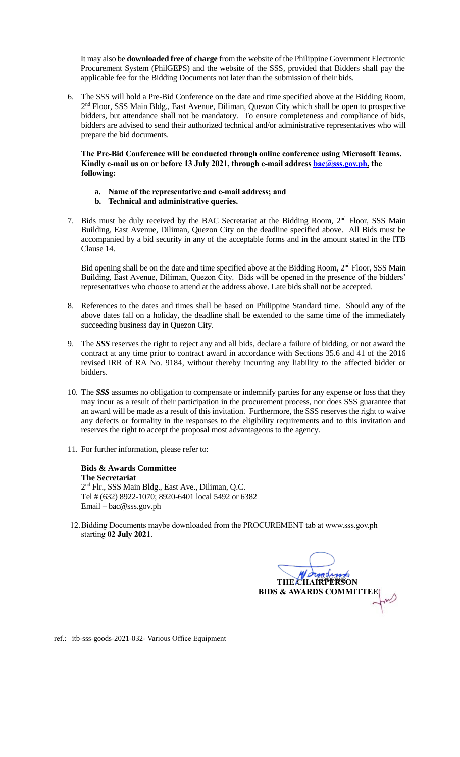It may also be **downloaded free of charge** from the website of the Philippine Government Electronic Procurement System (PhilGEPS) and the website of the SSS, provided that Bidders shall pay the applicable fee for the Bidding Documents not later than the submission of their bids.

6. The SSS will hold a Pre-Bid Conference on the date and time specified above at the Bidding Room, 2nd Floor, SSS Main Bldg., East Avenue, Diliman, Quezon City which shall be open to prospective bidders, but attendance shall not be mandatory. To ensure completeness and compliance of bids, bidders are advised to send their authorized technical and/or administrative representatives who will prepare the bid documents.

   **The Pre-Bid Conference will be conducted through online conference using Microsoft Teams. Kindly e-mail us on or before 13 July 2021, through e-mail address bac@sss.gov.ph, the following:**

   **a. Name of the representative and e-mail address; and**
   **b. Technical and administrative queries.**

7. Bids must be duly received by the BAC Secretariat at the Bidding Room, 2nd Floor, SSS Main Building, East Avenue, Diliman, Quezon City on the deadline specified above. All Bids must be accompanied by a bid security in any of the acceptable forms and in the amount stated in the ITB Clause 14.

   Bid opening shall be on the date and time specified above at the Bidding Room, 2nd Floor, SSS Main Building, East Avenue, Diliman, Quezon City. Bids will be opened in the presence of the bidders' representatives who choose to attend at the address above. Late bids shall not be accepted.

8. References to the dates and times shall be based on Philippine Standard time. Should any of the above dates fall on a holiday, the deadline shall be extended to the same time of the immediately succeeding business day in Quezon City.

9. The ***SSS*** reserves the right to reject any and all bids, declare a failure of bidding, or not award the contract at any time prior to contract award in accordance with Sections 35.6 and 41 of the 2016 revised IRR of RA No. 9184, without thereby incurring any liability to the affected bidder or bidders.

10. The ***SSS*** assumes no obligation to compensate or indemnify parties for any expense or loss that they may incur as a result of their participation in the procurement process, nor does SSS guarantee that an award will be made as a result of this invitation. Furthermore, the SSS reserves the right to waive any defects or formality in the responses to the eligibility requirements and to this invitation and reserves the right to accept the proposal most advantageous to the agency.

11. For further information, please refer to:

    **Bids & Awards Committee**
    **The Secretariat**
    2nd Flr., SSS Main Bldg., East Ave., Diliman, Q.C.
    Tel # (632) 8922-1070; 8920-6401 local 5492 or 6382
    Email – bac@sss.gov.ph

12. Bidding Documents maybe downloaded from the PROCUREMENT tab at www.sss.gov.ph starting **02 July 2021**.

**THE CHAIRPERSON**
**BIDS & AWARDS COMMITTEE**

ref.: itb-sss-goods-2021-032- Various Office Equipment